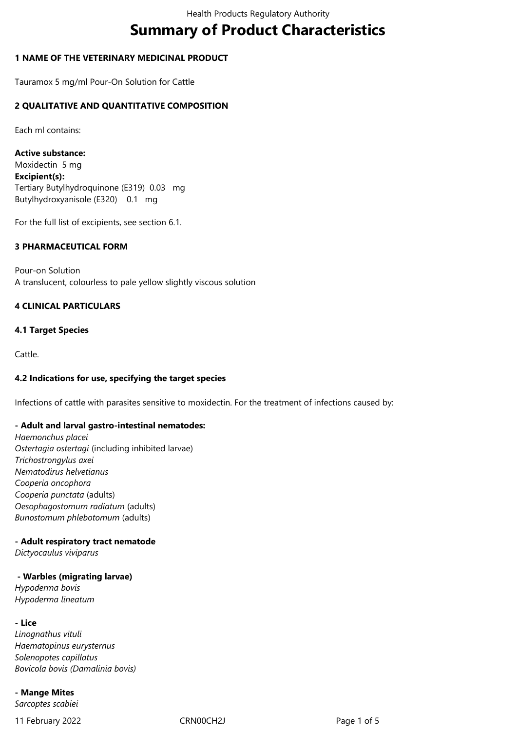# Summary of Product Characteristics

## 1 NAME OF THE VETERINARY MEDICINAL PRODUCT

Tauramox 5 mg/ml Pour-On Solution for Cattle

## 2 QUALITATIVE AND QUANTITATIVE COMPOSITION

Each ml contains:

**Active substance:**
Moxidectin 5 mg
**Excipient(s):**
Tertiary Butylhydroquinone (E319) 0.03 mg
Butylhydroxyanisole (E320) 0.1 mg

For the full list of excipients, see section 6.1.

## 3 PHARMACEUTICAL FORM

Pour-on Solution
A translucent, colourless to pale yellow slightly viscous solution

## 4 CLINICAL PARTICULARS

### 4.1 Target Species

Cattle.

### 4.2 Indications for use, specifying the target species

Infections of cattle with parasites sensitive to moxidectin. For the treatment of infections caused by:

**- Adult and larval gastro-intestinal nematodes:**
*Haemonchus placei*
*Ostertagia ostertagi* (including inhibited larvae)
*Trichostrongylus axei*
*Nematodirus helvetianus*
*Cooperia oncophora*
*Cooperia punctata* (adults)
*Oesophagostomum radiatum* (adults)
*Bunostomum phlebotomum* (adults)

**- Adult respiratory tract nematode**
*Dictyocaulus viviparus*

**- Warbles (migrating larvae)**
*Hypoderma bovis*
*Hypoderma lineatum*

**- Lice**
*Linognathus vituli*
*Haematopinus eurysternus*
*Solenopotes capillatus*
*Bovicola bovis (Damalinia bovis)*

**- Mange Mites**
*Sarcoptes scabiei*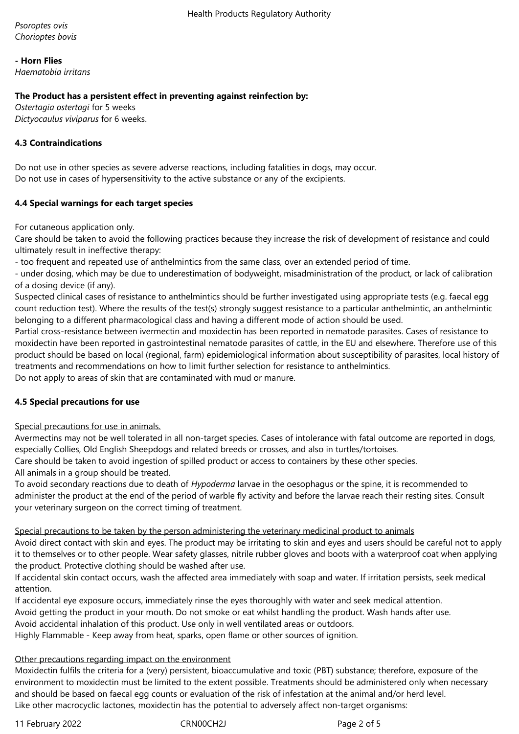*Psoroptes ovis*
*Chorioptes bovis*

**- Horn Flies**
*Haematobia irritans*

**The Product has a persistent effect in preventing against reinfection by:**
*Ostertagia ostertagi* for 5 weeks
*Dictyocaulus viviparus* for 6 weeks.

### 4.3 Contraindications

Do not use in other species as severe adverse reactions, including fatalities in dogs, may occur.
Do not use in cases of hypersensitivity to the active substance or any of the excipients.

### 4.4 Special warnings for each target species

For cutaneous application only.
Care should be taken to avoid the following practices because they increase the risk of development of resistance and could ultimately result in ineffective therapy:
- too frequent and repeated use of anthelmintics from the same class, over an extended period of time.
- under dosing, which may be due to underestimation of bodyweight, misadministration of the product, or lack of calibration of a dosing device (if any).

Suspected clinical cases of resistance to anthelmintics should be further investigated using appropriate tests (e.g. faecal egg count reduction test). Where the results of the test(s) strongly suggest resistance to a particular anthelmintic, an anthelmintic belonging to a different pharmacological class and having a different mode of action should be used.
Partial cross-resistance between ivermectin and moxidectin has been reported in nematode parasites. Cases of resistance to moxidectin have been reported in gastrointestinal nematode parasites of cattle, in the EU and elsewhere. Therefore use of this product should be based on local (regional, farm) epidemiological information about susceptibility of parasites, local history of treatments and recommendations on how to limit further selection for resistance to anthelmintics.
Do not apply to areas of skin that are contaminated with mud or manure.

### 4.5 Special precautions for use

Special precautions for use in animals.
Avermectins may not be well tolerated in all non-target species. Cases of intolerance with fatal outcome are reported in dogs, especially Collies, Old English Sheepdogs and related breeds or crosses, and also in turtles/tortoises.
Care should be taken to avoid ingestion of spilled product or access to containers by these other species.
All animals in a group should be treated.
To avoid secondary reactions due to death of *Hypoderma* larvae in the oesophagus or the spine, it is recommended to administer the product at the end of the period of warble fly activity and before the larvae reach their resting sites. Consult your veterinary surgeon on the correct timing of treatment.

Special precautions to be taken by the person administering the veterinary medicinal product to animals
Avoid direct contact with skin and eyes. The product may be irritating to skin and eyes and users should be careful not to apply it to themselves or to other people. Wear safety glasses, nitrile rubber gloves and boots with a waterproof coat when applying the product. Protective clothing should be washed after use.
If accidental skin contact occurs, wash the affected area immediately with soap and water. If irritation persists, seek medical attention.
If accidental eye exposure occurs, immediately rinse the eyes thoroughly with water and seek medical attention.
Avoid getting the product in your mouth. Do not smoke or eat whilst handling the product. Wash hands after use.
Avoid accidental inhalation of this product. Use only in well ventilated areas or outdoors.
Highly Flammable - Keep away from heat, sparks, open flame or other sources of ignition.

Other precautions regarding impact on the environment
Moxidectin fulfils the criteria for a (very) persistent, bioaccumulative and toxic (PBT) substance; therefore, exposure of the environment to moxidectin must be limited to the extent possible. Treatments should be administered only when necessary and should be based on faecal egg counts or evaluation of the risk of infestation at the animal and/or herd level.
Like other macrocyclic lactones, moxidectin has the potential to adversely affect non-target organisms: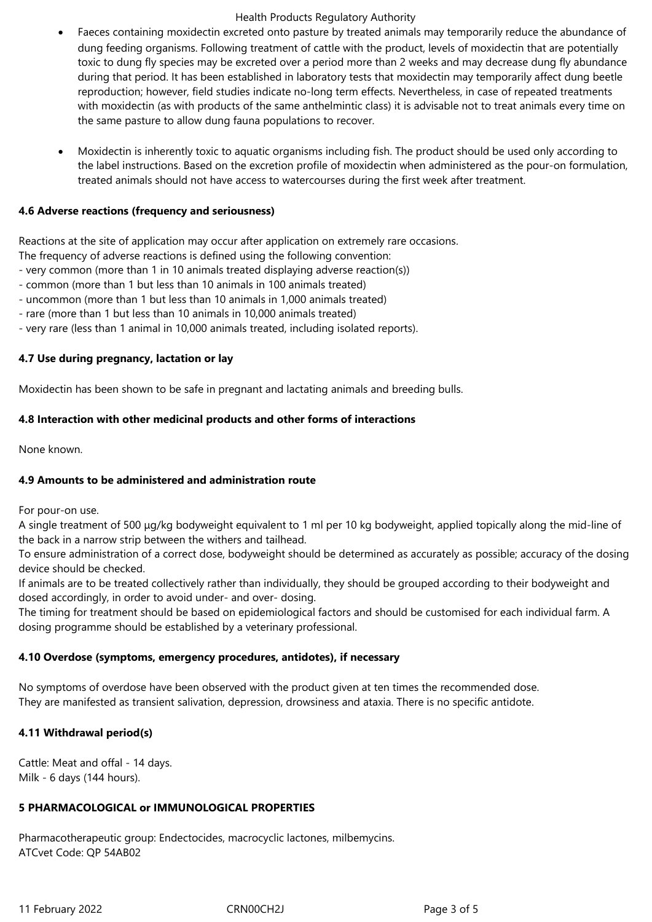- Faeces containing moxidectin excreted onto pasture by treated animals may temporarily reduce the abundance of dung feeding organisms. Following treatment of cattle with the product, levels of moxidectin that are potentially toxic to dung fly species may be excreted over a period more than 2 weeks and may decrease dung fly abundance during that period. It has been established in laboratory tests that moxidectin may temporarily affect dung beetle reproduction; however, field studies indicate no-long term effects. Nevertheless, in case of repeated treatments with moxidectin (as with products of the same anthelmintic class) it is advisable not to treat animals every time on the same pasture to allow dung fauna populations to recover.

- Moxidectin is inherently toxic to aquatic organisms including fish. The product should be used only according to the label instructions. Based on the excretion profile of moxidectin when administered as the pour-on formulation, treated animals should not have access to watercourses during the first week after treatment.

### 4.6 Adverse reactions (frequency and seriousness)

Reactions at the site of application may occur after application on extremely rare occasions.
The frequency of adverse reactions is defined using the following convention:
- very common (more than 1 in 10 animals treated displaying adverse reaction(s))
- common (more than 1 but less than 10 animals in 100 animals treated)
- uncommon (more than 1 but less than 10 animals in 1,000 animals treated)
- rare (more than 1 but less than 10 animals in 10,000 animals treated)
- very rare (less than 1 animal in 10,000 animals treated, including isolated reports).

### 4.7 Use during pregnancy, lactation or lay

Moxidectin has been shown to be safe in pregnant and lactating animals and breeding bulls.

### 4.8 Interaction with other medicinal products and other forms of interactions

None known.

### 4.9 Amounts to be administered and administration route

For pour-on use.
A single treatment of 500 µg/kg bodyweight equivalent to 1 ml per 10 kg bodyweight, applied topically along the mid-line of the back in a narrow strip between the withers and tailhead.
To ensure administration of a correct dose, bodyweight should be determined as accurately as possible; accuracy of the dosing device should be checked.
If animals are to be treated collectively rather than individually, they should be grouped according to their bodyweight and dosed accordingly, in order to avoid under- and over- dosing.
The timing for treatment should be based on epidemiological factors and should be customised for each individual farm. A dosing programme should be established by a veterinary professional.

### 4.10 Overdose (symptoms, emergency procedures, antidotes), if necessary

No symptoms of overdose have been observed with the product given at ten times the recommended dose.
They are manifested as transient salivation, depression, drowsiness and ataxia. There is no specific antidote.

### 4.11 Withdrawal period(s)

Cattle: Meat and offal - 14 days.
Milk - 6 days (144 hours).

## 5 PHARMACOLOGICAL or IMMUNOLOGICAL PROPERTIES

Pharmacotherapeutic group: Endectocides, macrocyclic lactones, milbemycins.
ATCvet Code: QP 54AB02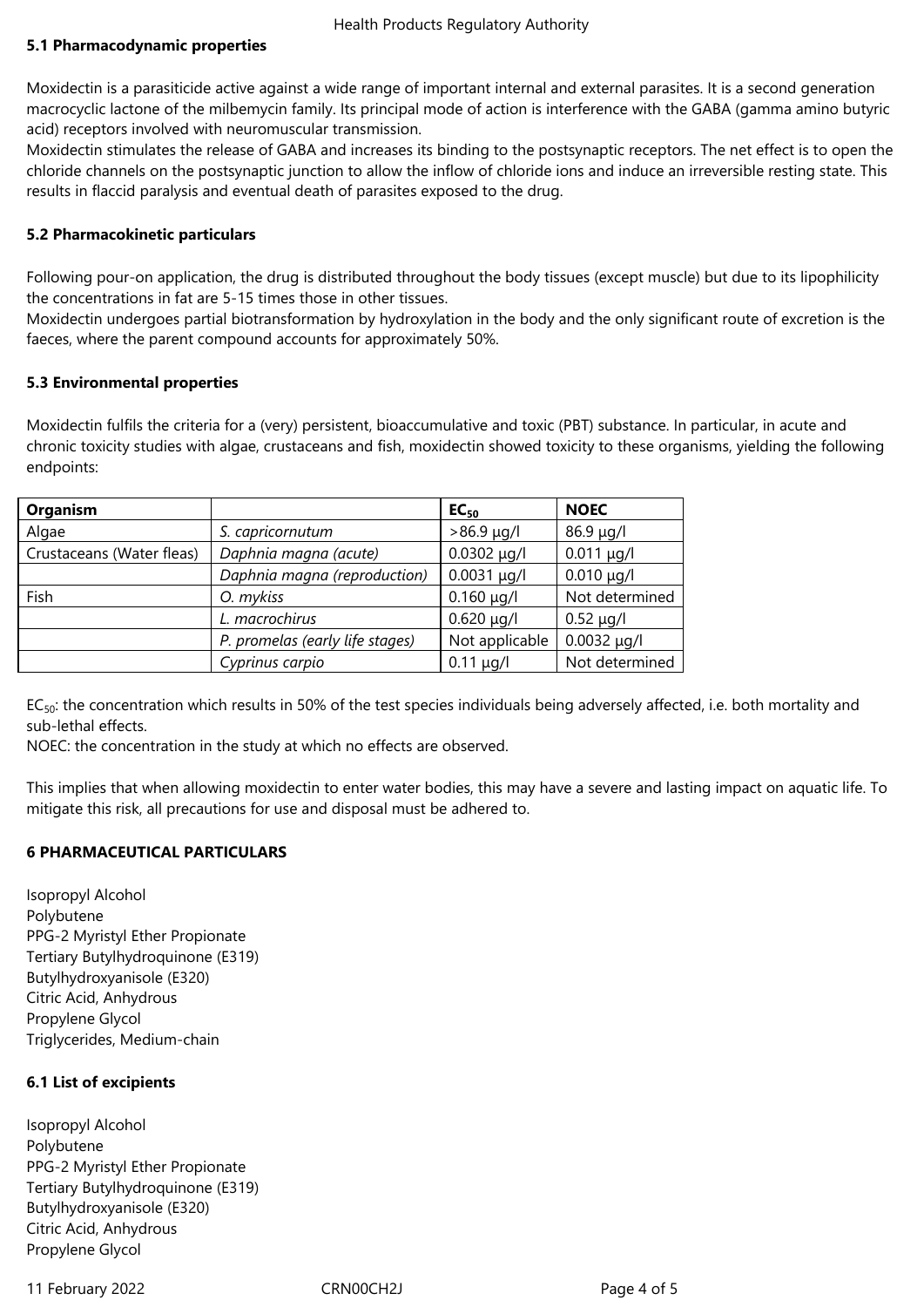### 5.1 Pharmacodynamic properties

Moxidectin is a parasiticide active against a wide range of important internal and external parasites. It is a second generation macrocyclic lactone of the milbemycin family. Its principal mode of action is interference with the GABA (gamma amino butyric acid) receptors involved with neuromuscular transmission.
Moxidectin stimulates the release of GABA and increases its binding to the postsynaptic receptors. The net effect is to open the chloride channels on the postsynaptic junction to allow the inflow of chloride ions and induce an irreversible resting state. This results in flaccid paralysis and eventual death of parasites exposed to the drug.

### 5.2 Pharmacokinetic particulars

Following pour-on application, the drug is distributed throughout the body tissues (except muscle) but due to its lipophilicity the concentrations in fat are 5-15 times those in other tissues.
Moxidectin undergoes partial biotransformation by hydroxylation in the body and the only significant route of excretion is the faeces, where the parent compound accounts for approximately 50%.

### 5.3 Environmental properties

Moxidectin fulfils the criteria for a (very) persistent, bioaccumulative and toxic (PBT) substance. In particular, in acute and chronic toxicity studies with algae, crustaceans and fish, moxidectin showed toxicity to these organisms, yielding the following endpoints:

| Organism | | $EC_{50}$ | NOEC |
|---|---|---|---|
| Algae | *S. capricornutum* | >86.9 µg/l | 86.9 µg/l |
| Crustaceans (Water fleas) | *Daphnia magna (acute)* | 0.0302 µg/l | 0.011 µg/l |
| | *Daphnia magna (reproduction)* | 0.0031 µg/l | 0.010 µg/l |
| Fish | *O. mykiss* | 0.160 µg/l | Not determined |
| | *L. macrochirus* | 0.620 µg/l | 0.52 µg/l |
| | *P. promelas (early life stages)* | Not applicable | 0.0032 µg/l |
| | *Cyprinus carpio* | 0.11 µg/l | Not determined |

$EC_{50}$: the concentration which results in 50% of the test species individuals being adversely affected, i.e. both mortality and sub-lethal effects.
NOEC: the concentration in the study at which no effects are observed.

This implies that when allowing moxidectin to enter water bodies, this may have a severe and lasting impact on aquatic life. To mitigate this risk, all precautions for use and disposal must be adhered to.

## 6 PHARMACEUTICAL PARTICULARS

Isopropyl Alcohol
Polybutene
PPG-2 Myristyl Ether Propionate
Tertiary Butylhydroquinone (E319)
Butylhydroxyanisole (E320)
Citric Acid, Anhydrous
Propylene Glycol
Triglycerides, Medium-chain

### 6.1 List of excipients

Isopropyl Alcohol
Polybutene
PPG-2 Myristyl Ether Propionate
Tertiary Butylhydroquinone (E319)
Butylhydroxyanisole (E320)
Citric Acid, Anhydrous
Propylene Glycol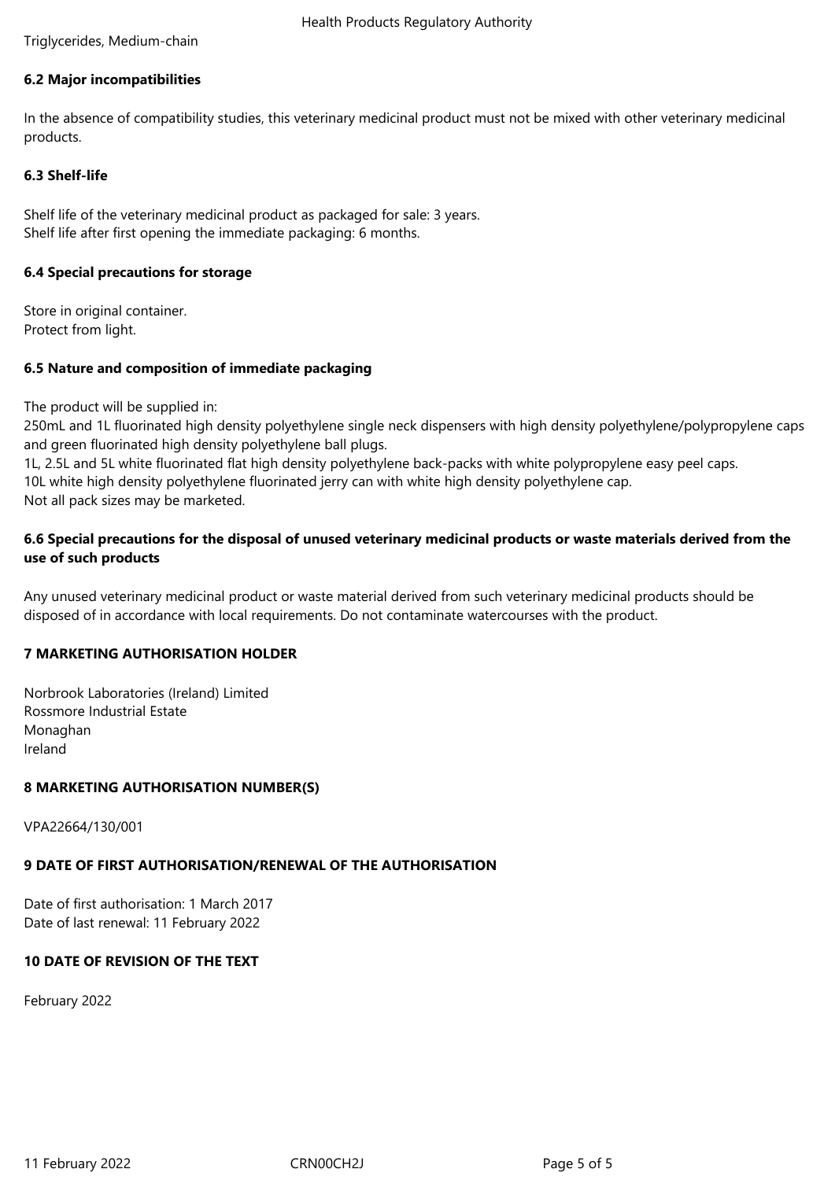Triglycerides, Medium-chain

**6.2 Major incompatibilities**

In the absence of compatibility studies, this veterinary medicinal product must not be mixed with other veterinary medicinal products.

**6.3 Shelf-life**

Shelf life of the veterinary medicinal product as packaged for sale: 3 years.
Shelf life after first opening the immediate packaging: 6 months.

**6.4 Special precautions for storage**

Store in original container.
Protect from light.

**6.5 Nature and composition of immediate packaging**

The product will be supplied in:
250mL and 1L fluorinated high density polyethylene single neck dispensers with high density polyethylene/polypropylene caps and green fluorinated high density polyethylene ball plugs.
1L, 2.5L and 5L white fluorinated flat high density polyethylene back-packs with white polypropylene easy peel caps.
10L white high density polyethylene fluorinated jerry can with white high density polyethylene cap.
Not all pack sizes may be marketed.

**6.6 Special precautions for the disposal of unused veterinary medicinal products or waste materials derived from the use of such products**

Any unused veterinary medicinal product or waste material derived from such veterinary medicinal products should be disposed of in accordance with local requirements. Do not contaminate watercourses with the product.

**7 MARKETING AUTHORISATION HOLDER**

Norbrook Laboratories (Ireland) Limited
Rossmore Industrial Estate
Monaghan
Ireland

**8 MARKETING AUTHORISATION NUMBER(S)**

VPA22664/130/001

**9 DATE OF FIRST AUTHORISATION/RENEWAL OF THE AUTHORISATION**

Date of first authorisation: 1 March 2017
Date of last renewal: 11 February 2022

**10 DATE OF REVISION OF THE TEXT**

February 2022